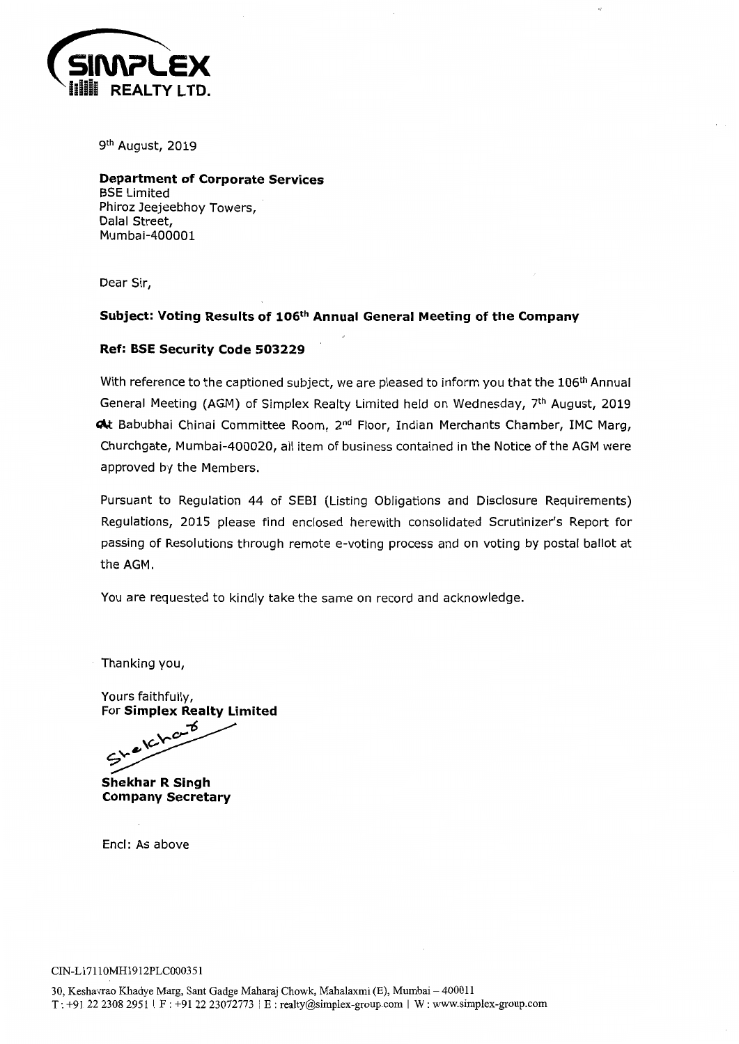SIMPLEX REALTY LTD.

9th August, 2019

**Department of Corporate Services**
BSE Limited
Phiroz Jeejeebhoy Towers,
Dalal Street,
Mumbai-400001

Dear Sir,

**Subject: Voting Results of 106th Annual General Meeting of the Company**

**Ref: BSE Security Code 503229**

With reference to the captioned subject, we are pleased to inform you that the 106th Annual General Meeting (AGM) of Simplex Realty Limited held on Wednesday, 7th August, 2019 At Babubhai Chinai Committee Room, 2nd Floor, Indian Merchants Chamber, IMC Marg, Churchgate, Mumbai-400020, all item of business contained in the Notice of the AGM were approved by the Members.

Pursuant to Regulation 44 of SEBI (Listing Obligations and Disclosure Requirements) Regulations, 2015 please find enclosed herewith consolidated Scrutinizer's Report for passing of Resolutions through remote e-voting process and on voting by postal ballot at the AGM.

You are requested to kindly take the same on record and acknowledge.

Thanking you,

Yours faithfully,
For **Simplex Realty Limited**

**Shekhar R Singh**
**Company Secretary**

Encl: As above

CIN-L17110MH1912PLC000351

30, Keshavrao Khadye Marg, Sant Gadge Maharaj Chowk, Mahalaxmi (E), Mumbai – 400011
T : +91 22 2308 2951 | F : +91 22 23072773 | E : realty@simplex-group.com | W : www.simplex-group.com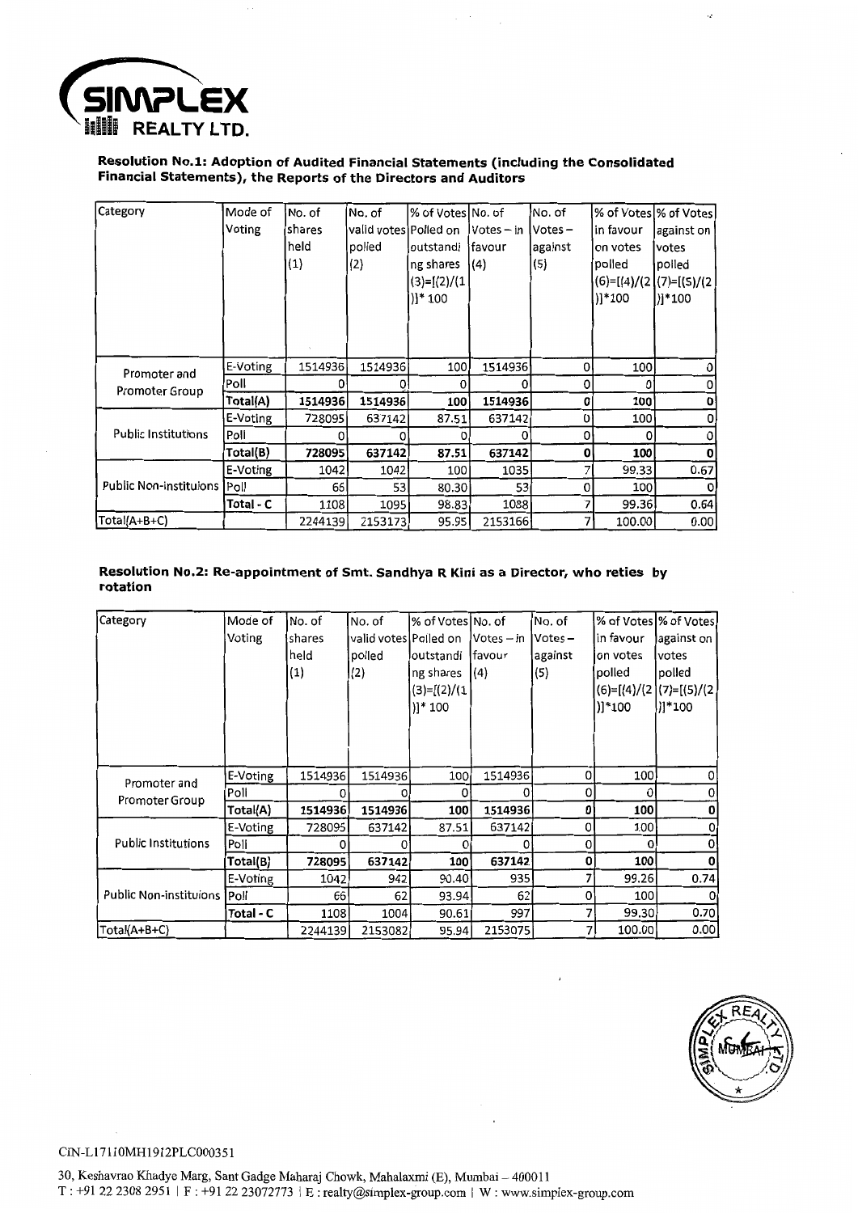**SIMPLEX REALTY LTD.**

**Resolution No.1: Adoption of Audited Financial Statements (including the Consolidated Financial Statements), the Reports of the Directors and Auditors**

| Category | Mode of Voting | No. of shares held (1) | No. of valid votes polled (2) | % of Votes Polled on outstanding shares (3)=[(2)/(1)]* 100 | No. of Votes – in favour (4) | No. of Votes – against (5) | % of Votes in favour on votes polled (6)=[(4)/(2)]*100 | % of Votes against on votes polled (7)=[(5)/(2)]*100 |
|---|---|---|---|---|---|---|---|---|
| Promoter and Promoter Group | E-Voting | 1514936 | 1514936 | 100 | 1514936 | 0 | 100 | 0 |
| | Poll | 0 | 0 | 0 | 0 | 0 | 0 | 0 |
| | **Total(A)** | **1514936** | **1514936** | **100** | **1514936** | **0** | **100** | **0** |
| Public Institutions | E-Voting | 728095 | 637142 | 87.51 | 637142 | 0 | 100 | 0 |
| | Poll | 0 | 0 | 0 | 0 | 0 | 0 | 0 |
| | **Total(B)** | **728095** | **637142** | **87.51** | **637142** | **0** | **100** | **0** |
| Public Non-instituions | E-Voting | 1042 | 1042 | 100 | 1035 | 7 | 99.33 | 0.67 |
| | Poll | 66 | 53 | 80.30 | 53 | 0 | 100 | 0 |
| | **Total - C** | 1108 | 1095 | 98.83 | 1088 | 7 | 99.36 | 0.64 |
| Total(A+B+C) | | 2244139 | 2153173 | 95.95 | 2153166 | 7 | 100.00 | 0.00 |

**Resolution No.2: Re-appointment of Smt. Sandhya R Kini as a Director, who reties by rotation**

| Category | Mode of Voting | No. of shares held (1) | No. of valid votes polled (2) | % of Votes Polled on outstanding shares (3)=[(2)/(1)]* 100 | No. of Votes – in favour (4) | No. of Votes – against (5) | % of Votes in favour on votes polled (6)=[(4)/(2)]*100 | % of Votes against on votes polled (7)=[(5)/(2)]*100 |
|---|---|---|---|---|---|---|---|---|
| Promoter and Promoter Group | E-Voting | 1514936 | 1514936 | 100 | 1514936 | 0 | 100 | 0 |
| | Poll | 0 | 0 | 0 | 0 | 0 | 0 | 0 |
| | **Total(A)** | **1514936** | **1514936** | **100** | **1514936** | **0** | **100** | **0** |
| Public Institutions | E-Voting | 728095 | 637142 | 87.51 | 637142 | 0 | 100 | 0 |
| | Poll | 0 | 0 | 0 | 0 | 0 | 0 | 0 |
| | **Total(B)** | **728095** | **637142** | **100** | **637142** | **0** | **100** | **0** |
| Public Non-instituions | E-Voting | 1042 | 942 | 90.40 | 935 | 7 | 99.26 | 0.74 |
| | Poll | 66 | 62 | 93.94 | 62 | 0 | 100 | 0 |
| | **Total - C** | 1108 | 1004 | 90.61 | 997 | 7 | 99.30 | 0.70 |
| Total(A+B+C) | | 2244139 | 2153082 | 95.94 | 2153075 | 7 | 100.00 | 0.00 |

CIN-L17110MH1912PLC000351

30, Keshavrao Khadye Marg, Sant Gadge Maharaj Chowk, Mahalaxmi (E), Mumbai – 400011
T : +91 22 2308 2951 | F : +91 22 23072773 | E : realty@simplex-group.com | W : www.simplex-group.com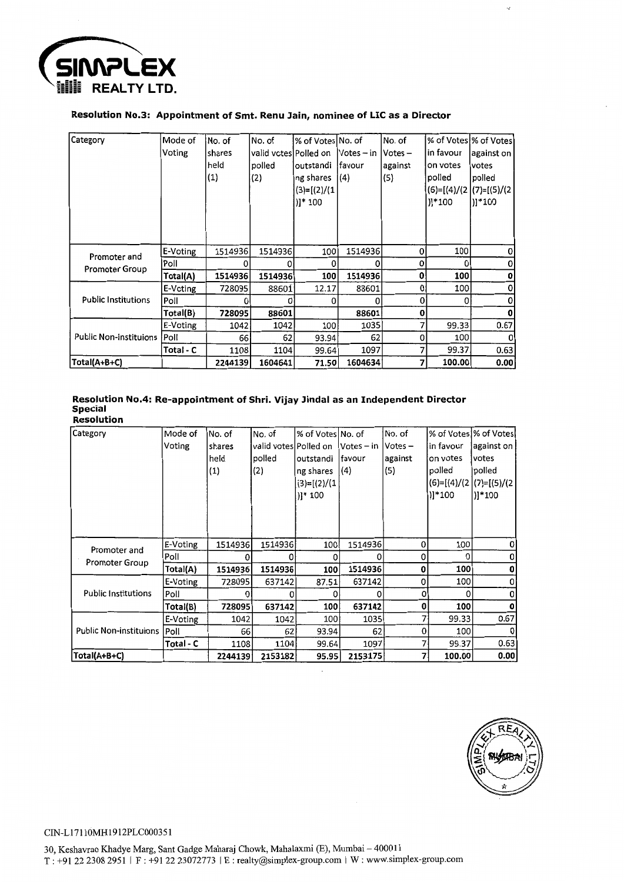**Resolution No.3: Appointment of Smt. Renu Jain, nominee of LIC as a Director**

| Category | Mode of Voting | No. of shares held (1) | No. of valid votes polled (2) | % of Votes Polled on outstanding shares (3)=[(2)/(1)]* 100 | No. of Votes – in favour (4) | No. of Votes – against (5) | % of Votes in favour on votes polled (6)=[(4)/(2)]*100 | % of Votes against on votes polled (7)=[(5)/(2)]*100 |
|---|---|---|---|---|---|---|---|---|
| Promoter and Promoter Group | E-Voting | 1514936 | 1514936 | 100 | 1514936 | 0 | 100 | 0 |
| | Poll | 0 | 0 | 0 | 0 | 0 | 0 | 0 |
| | **Total(A)** | **1514936** | **1514936** | **100** | **1514936** | **0** | **100** | **0** |
| Public Institutions | E-Voting | 728095 | 88601 | 12.17 | 88601 | 0 | 100 | 0 |
| | Poll | 0 | 0 | 0 | 0 | 0 | 0 | 0 |
| | **Total(B)** | **728095** | **88601** | | **88601** | **0** | | **0** |
| Public Non-instituions | E-Voting | 1042 | 1042 | 100 | 1035 | 7 | 99.33 | 0.67 |
| | Poll | 66 | 62 | 93.94 | 62 | 0 | 100 | 0 |
| | Total - C | 1108 | 1104 | 99.64 | 1097 | 7 | 99.37 | 0.63 |
| **Total(A+B+C)** | | **2244139** | **1604641** | **71.50** | **1604634** | **7** | **100.00** | **0.00** |

**Resolution No.4: Re-appointment of Shri. Vijay Jindal as an Independent Director Special Resolution**

| Category | Mode of Voting | No. of shares held (1) | No. of valid votes polled (2) | % of Votes Polled on outstanding shares (3)=[(2)/(1)]* 100 | No. of Votes – in favour (4) | No. of Votes – against (5) | % of Votes in favour on votes polled (6)=[(4)/(2)]*100 | % of Votes against on votes polled (7)=[(5)/(2)]*100 |
|---|---|---|---|---|---|---|---|---|
| Promoter and Promoter Group | E-Voting | 1514936 | 1514936 | 100 | 1514936 | 0 | 100 | 0 |
| | Poll | 0 | 0 | 0 | 0 | 0 | 0 | 0 |
| | **Total(A)** | **1514936** | **1514936** | **100** | **1514936** | **0** | **100** | **0** |
| Public Institutions | E-Voting | 728095 | 637142 | 87.51 | 637142 | 0 | 100 | 0 |
| | Poll | 0 | 0 | 0 | 0 | 0 | 0 | 0 |
| | **Total(B)** | **728095** | **637142** | **100** | **637142** | **0** | **100** | **0** |
| Public Non-instituions | E-Voting | 1042 | 1042 | 100 | 1035 | 7 | 99.33 | 0.67 |
| | Poll | 66 | 62 | 93.94 | 62 | 0 | 100 | 0 |
| | Total - C | 1108 | 1104 | 99.64 | 1097 | 7 | 99.37 | 0.63 |
| **Total(A+B+C)** | | **2244139** | **2153182** | **95.95** | **2153175** | **7** | **100.00** | **0.00** |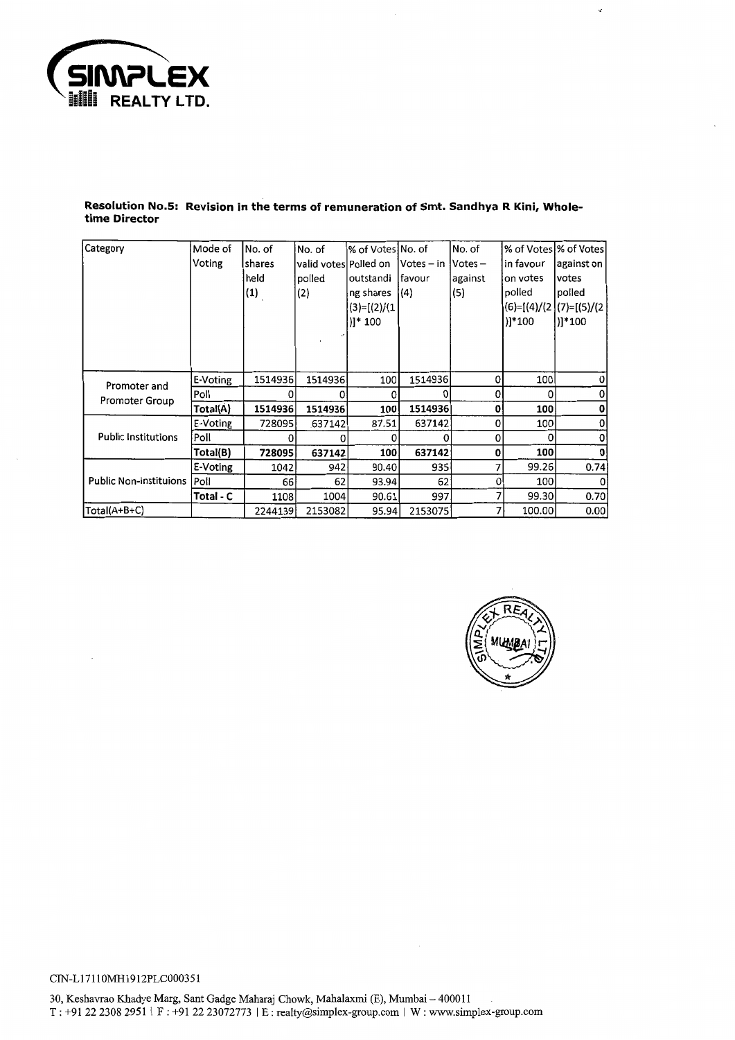**Resolution No.5: Revision in the terms of remuneration of Smt. Sandhya R Kini, Whole-time Director**

| Category | Mode of Voting | No. of shares held (1) | No. of valid votes polled (2) | % of Votes Polled on outstanding shares (3)=[(2)/(1)]* 100 | No. of Votes – in favour (4) | No. of Votes – against (5) | % of Votes in favour on votes polled (6)=[(4)/(2)]*100 | % of Votes against on votes polled (7)=[(5)/(2)]*100 |
|---|---|---|---|---|---|---|---|---|
| Promoter and Promoter Group | E-Voting | 1514936 | 1514936 | 100 | 1514936 | 0 | 100 | 0 |
| | Poll | 0 | 0 | 0 | 0 | 0 | 0 | 0 |
| | **Total(A)** | **1514936** | **1514936** | **100** | **1514936** | **0** | **100** | **0** |
| Public Institutions | E-Voting | 728095 | 637142 | 87.51 | 637142 | 0 | 100 | 0 |
| | Poll | 0 | 0 | 0 | 0 | 0 | 0 | 0 |
| | **Total(B)** | **728095** | **637142** | **100** | **637142** | **0** | **100** | **0** |
| Public Non-instituions | E-Voting | 1042 | 942 | 90.40 | 935 | 7 | 99.26 | 0.74 |
| | Poll | 66 | 62 | 93.94 | 62 | 0 | 100 | 0 |
| | Total - C | 1108 | 1004 | 90.61 | 997 | 7 | 99.30 | 0.70 |
| Total(A+B+C) | | 2244139 | 2153082 | 95.94 | 2153075 | 7 | 100.00 | 0.00 |

CIN-L17110MH1912PLC000351

30, Keshavrao Khadye Marg, Sant Gadge Maharaj Chowk, Mahalaxmi (E), Mumbai – 400011
T : +91 22 2308 2951 | F : +91 22 23072773 | E : realty@simplex-group.com | W : www.simplex-group.com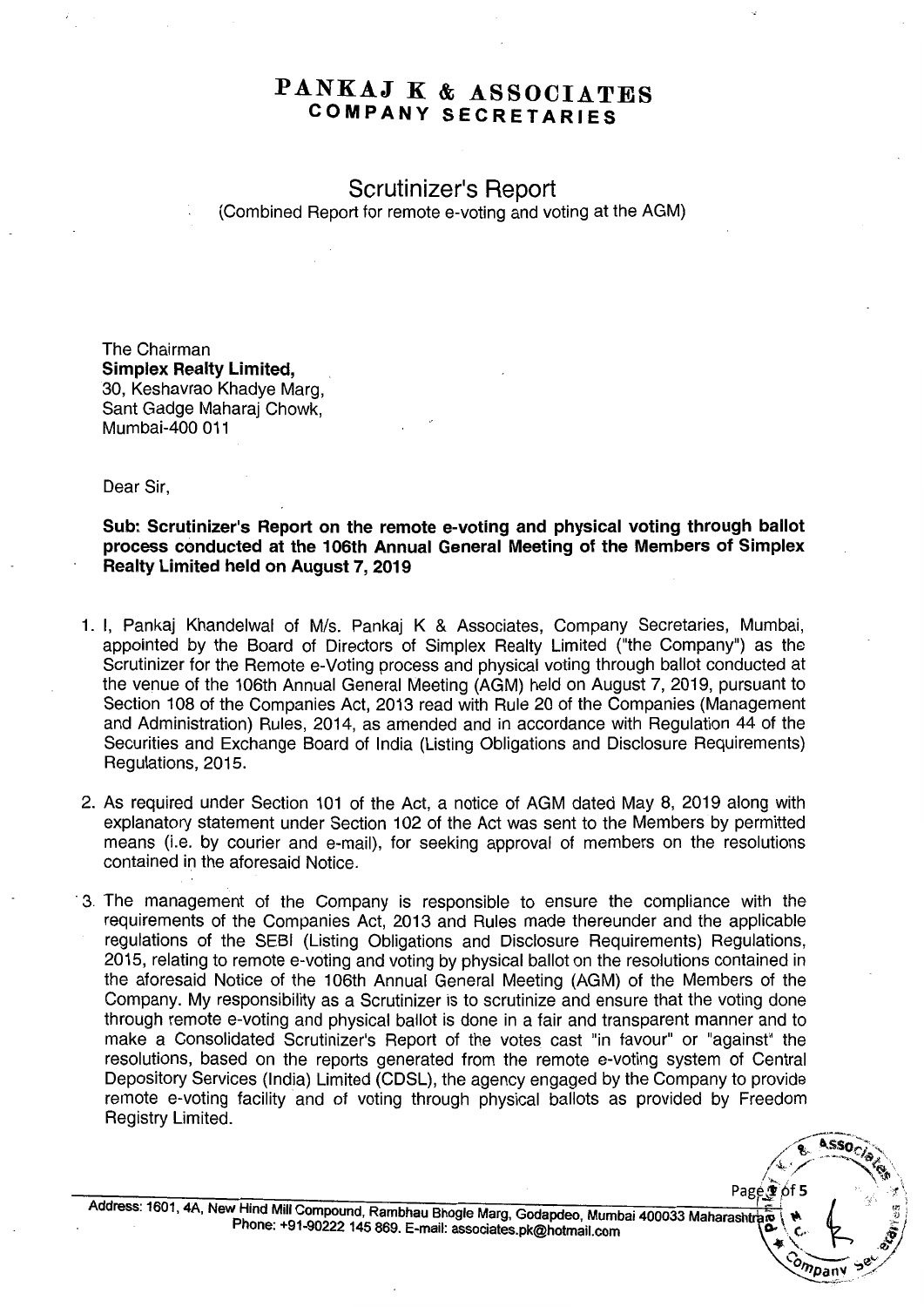# PANKAJ K & ASSOCIATES
## COMPANY SECRETARIES

## Scrutinizer's Report

(Combined Report for remote e-voting and voting at the AGM)

The Chairman
**Simplex Realty Limited,**
30, Keshavrao Khadye Marg,
Sant Gadge Maharaj Chowk,
Mumbai-400 011

Dear Sir,

**Sub: Scrutinizer's Report on the remote e-voting and physical voting through ballot process conducted at the 106th Annual General Meeting of the Members of Simplex Realty Limited held on August 7, 2019**

1. I, Pankaj Khandelwal of M/s. Pankaj K & Associates, Company Secretaries, Mumbai, appointed by the Board of Directors of Simplex Realty Limited ("the Company") as the Scrutinizer for the Remote e-Voting process and physical voting through ballot conducted at the venue of the 106th Annual General Meeting (AGM) held on August 7, 2019, pursuant to Section 108 of the Companies Act, 2013 read with Rule 20 of the Companies (Management and Administration) Rules, 2014, as amended and in accordance with Regulation 44 of the Securities and Exchange Board of India (Listing Obligations and Disclosure Requirements) Regulations, 2015.

2. As required under Section 101 of the Act, a notice of AGM dated May 8, 2019 along with explanatory statement under Section 102 of the Act was sent to the Members by permitted means (i.e. by courier and e-mail), for seeking approval of members on the resolutions contained in the aforesaid Notice.

3. The management of the Company is responsible to ensure the compliance with the requirements of the Companies Act, 2013 and Rules made thereunder and the applicable regulations of the SEBI (Listing Obligations and Disclosure Requirements) Regulations, 2015, relating to remote e-voting and voting by physical ballot on the resolutions contained in the aforesaid Notice of the 106th Annual General Meeting (AGM) of the Members of the Company. My responsibility as a Scrutinizer is to scrutinize and ensure that the voting done through remote e-voting and physical ballot is done in a fair and transparent manner and to make a Consolidated Scrutinizer's Report of the votes cast "in favour" or "against" the resolutions, based on the reports generated from the remote e-voting system of Central Depository Services (India) Limited (CDSL), the agency engaged by the Company to provide remote e-voting facility and of voting through physical ballots as provided by Freedom Registry Limited.

Address: 1601, 4A, New Hind Mill Compound, Rambhau Bhogle Marg, Godapdeo, Mumbai 400033 Maharashtra
Phone: +91-90222 145 869. E-mail: associates.pk@hotmail.com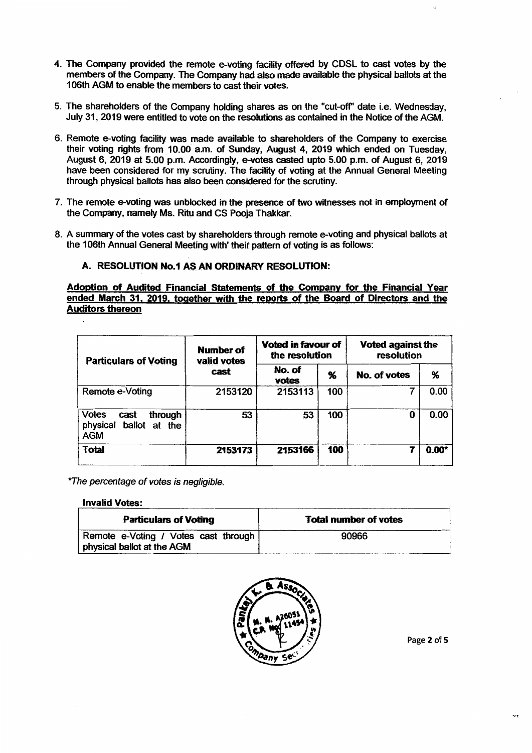4. The Company provided the remote e-voting facility offered by CDSL to cast votes by the members of the Company. The Company had also made available the physical ballots at the 106th AGM to enable the members to cast their votes.

5. The shareholders of the Company holding shares as on the "cut-off" date i.e. Wednesday, July 31, 2019 were entitled to vote on the resolutions as contained in the Notice of the AGM.

6. Remote e-voting facility was made available to shareholders of the Company to exercise their voting rights from 10.00 a.m. of Sunday, August 4, 2019 which ended on Tuesday, August 6, 2019 at 5.00 p.m. Accordingly, e-votes casted upto 5.00 p.m. of August 6, 2019 have been considered for my scrutiny. The facility of voting at the Annual General Meeting through physical ballots has also been considered for the scrutiny.

7. The remote e-voting was unblocked in the presence of two witnesses not in employment of the Company, namely Ms. Ritu and CS Pooja Thakkar.

8. A summary of the votes cast by shareholders through remote e-voting and physical ballots at the 106th Annual General Meeting with' their pattern of voting is as follows:

### A. RESOLUTION No.1 AS AN ORDINARY RESOLUTION:

**Adoption of Audited Financial Statements of the Company for the Financial Year ended March 31, 2019, together with the reports of the Board of Directors and the Auditors thereon**

| Particulars of Voting | Number of valid votes cast | Voted in favour of the resolution | | Voted against the resolution | |
|---|---|---|---|---|---|
| | | No. of votes | % | No. of votes | % |
| Remote e-Voting | 2153120 | 2153113 | 100 | 7 | 0.00 |
| Votes cast through physical ballot at the AGM | 53 | 53 | 100 | 0 | 0.00 |
| **Total** | **2153173** | **2153166** | **100** | **7** | **0.00*** |

*\*The percentage of votes is negligible.*

**Invalid Votes:**

| Particulars of Voting | Total number of votes |
|---|---|
| Remote e-Voting / Votes cast through physical ballot at the AGM | 90966 |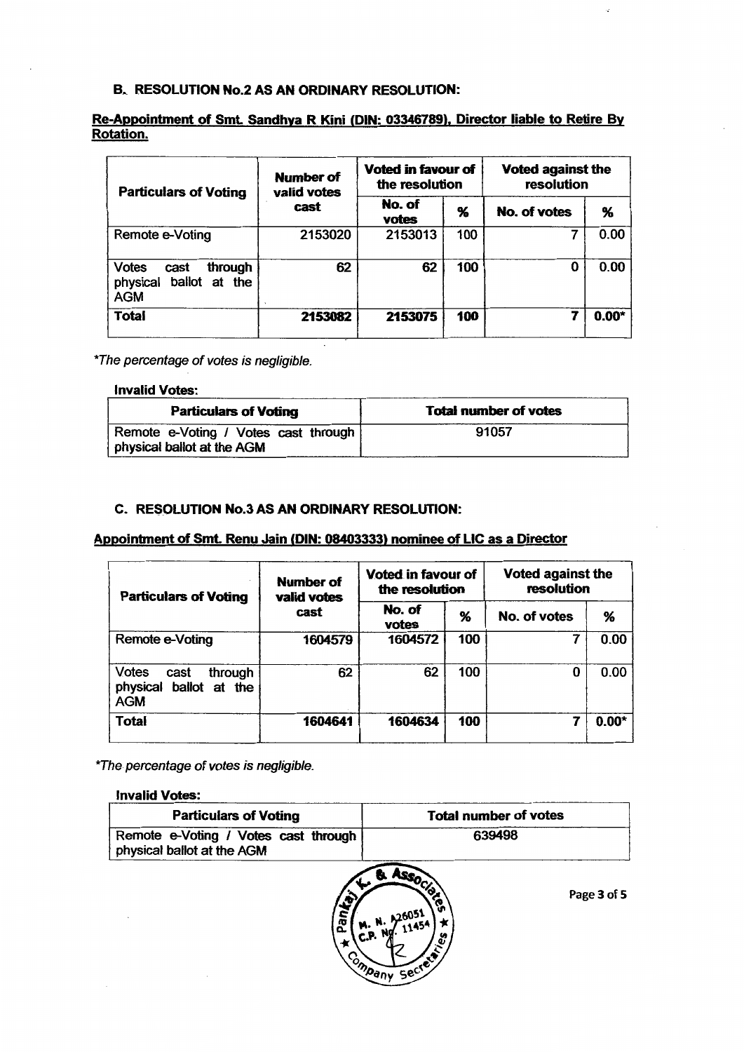### B. RESOLUTION No.2 AS AN ORDINARY RESOLUTION:

**Re-Appointment of Smt. Sandhya R Kini (DIN: 03346789), Director liable to Retire By Rotation.**

| Particulars of Voting | Number of valid votes cast | Voted in favour of the resolution | | Voted against the resolution | |
|---|---|---|---|---|---|
| | | No. of votes | % | No. of votes | % |
| Remote e-Voting | 2153020 | 2153013 | 100 | 7 | 0.00 |
| Votes cast through physical ballot at the AGM | 62 | 62 | 100 | 0 | 0.00 |
| **Total** | **2153082** | **2153075** | **100** | **7** | **0.00*** |

*\*The percentage of votes is negligible.*

**Invalid Votes:**

| Particulars of Voting | Total number of votes |
|---|---|
| Remote e-Voting / Votes cast through physical ballot at the AGM | 91057 |

### C. RESOLUTION No.3 AS AN ORDINARY RESOLUTION:

**Appointment of Smt. Renu Jain (DIN: 08403333) nominee of LIC as a Director**

| Particulars of Voting | Number of valid votes cast | Voted in favour of the resolution | | Voted against the resolution | |
|---|---|---|---|---|---|
| | | No. of votes | % | No. of votes | % |
| Remote e-Voting | 1604579 | 1604572 | 100 | 7 | 0.00 |
| Votes cast through physical ballot at the AGM | 62 | 62 | 100 | 0 | 0.00 |
| **Total** | **1604641** | **1604634** | **100** | **7** | **0.00*** |

*\*The percentage of votes is negligible.*

**Invalid Votes:**

| Particulars of Voting | Total number of votes |
|---|---|
| Remote e-Voting / Votes cast through physical ballot at the AGM | 639498 |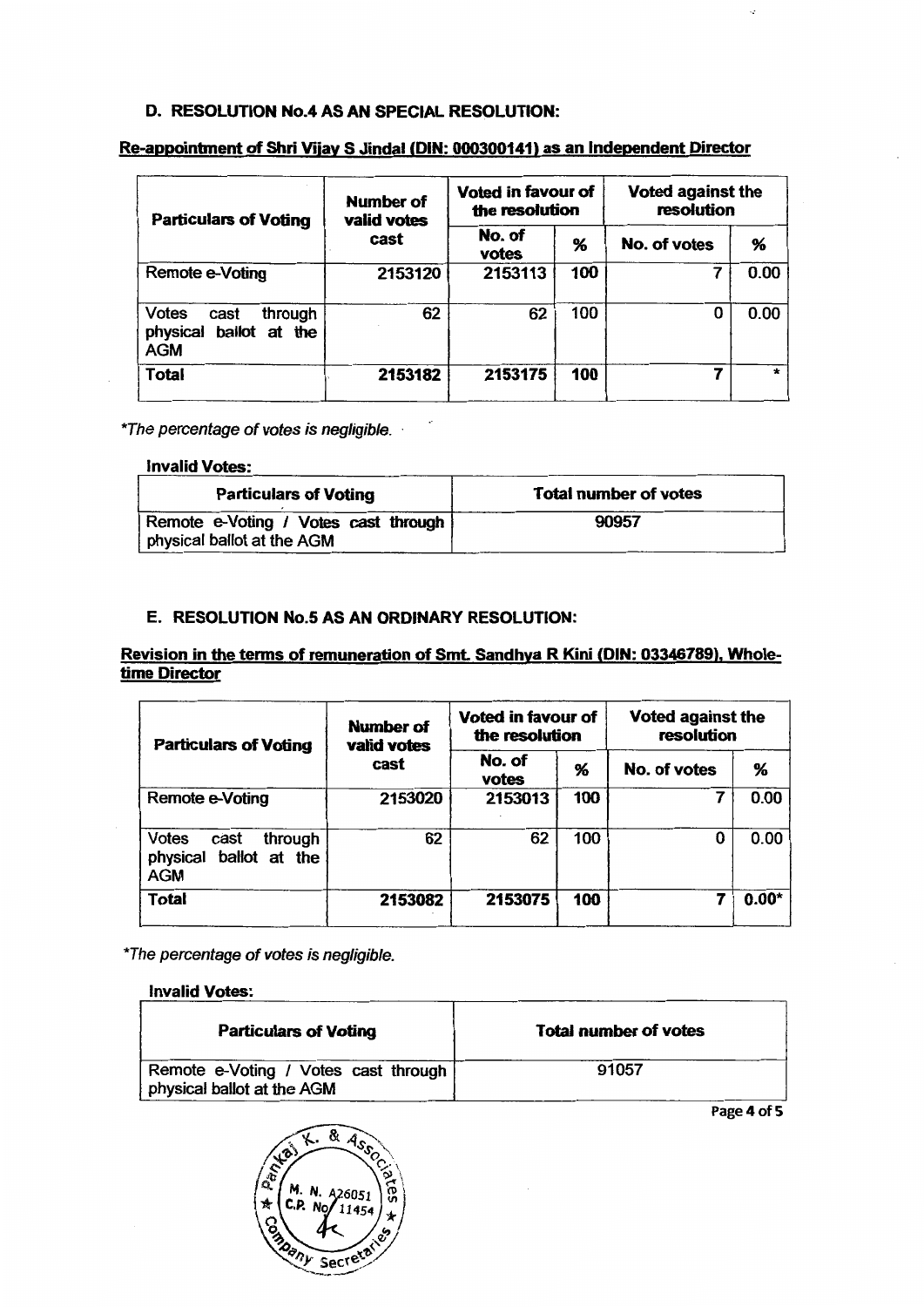### D. RESOLUTION No.4 AS AN SPECIAL RESOLUTION:

**Re-appointment of Shri Vijay S Jindal (DIN: 000300141) as an Independent Director**

| Particulars of Voting | Number of valid votes cast | Voted in favour of the resolution | | Voted against the resolution | |
|---|---|---|---|---|---|
| | | No. of votes | % | No. of votes | % |
| Remote e-Voting | 2153120 | 2153113 | 100 | 7 | 0.00 |
| Votes cast through physical ballot at the AGM | 62 | 62 | 100 | 0 | 0.00 |
| **Total** | **2153182** | **2153175** | **100** | **7** | * |

*The percentage of votes is negligible.*

**Invalid Votes:**

| Particulars of Voting | Total number of votes |
|---|---|
| Remote e-Voting / Votes cast through physical ballot at the AGM | 90957 |

### E. RESOLUTION No.5 AS AN ORDINARY RESOLUTION:

**Revision in the terms of remuneration of Smt. Sandhya R Kini (DIN: 03346789), Whole-time Director**

| Particulars of Voting | Number of valid votes cast | Voted in favour of the resolution | | Voted against the resolution | |
|---|---|---|---|---|---|
| | | No. of votes | % | No. of votes | % |
| Remote e-Voting | 2153020 | 2153013 | 100 | 7 | 0.00 |
| Votes cast through physical ballot at the AGM | 62 | 62 | 100 | 0 | 0.00 |
| **Total** | **2153082** | **2153075** | **100** | **7** | **0.00*** |

*The percentage of votes is negligible.*

**Invalid Votes:**

| Particulars of Voting | Total number of votes |
|---|---|
| Remote e-Voting / Votes cast through physical ballot at the AGM | 91057 |

Pankaj K. & Associates Company Secretaries M. N. A26051 C.P. No. 11454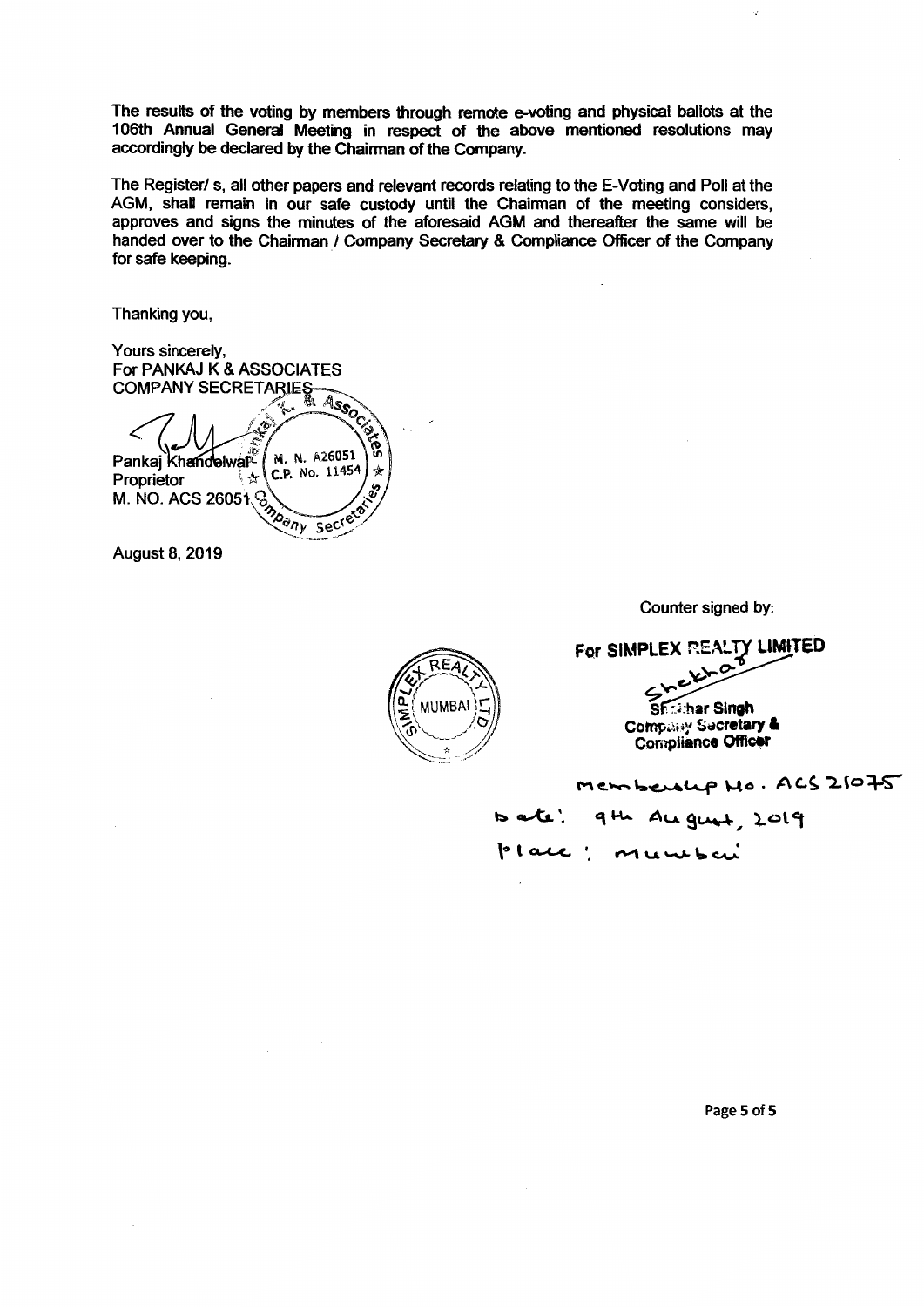**The results of the voting by members through remote e-voting and physical ballots at the 106th Annual General Meeting in respect of the above mentioned resolutions may accordingly be declared by the Chairman of the Company.**

**The Register/ s, all other papers and relevant records relating to the E-Voting and Poll at the AGM, shall remain in our safe custody until the Chairman of the meeting considers, approves and signs the minutes of the aforesaid AGM and thereafter the same will be handed over to the Chairman / Company Secretary & Compliance Officer of the Company for safe keeping.**

Thanking you,

Yours sincerely,
For PANKAJ K & ASSOCIATES
COMPANY SECRETARIES

Pankaj Khandelwal
Proprietor
M. NO. ACS 26051

M. N. A26051
C.P. No. 11454

August 8, 2019

Counter signed by:

**For SIMPLEX REALTY LIMITED**

**Shekhar Singh**
**Company Secretary & Compliance Officer**

Membership No. ACS 21075
Date: 9th August, 2019
Place: Mumbai